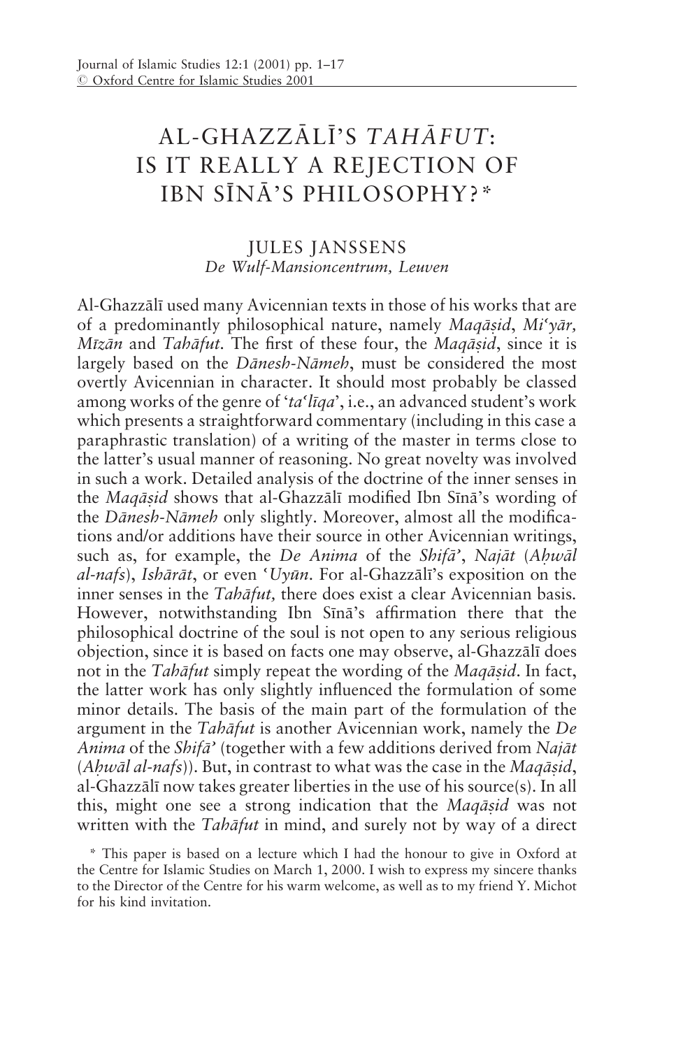# AL-GHAZZĀLĪ'S *TAHĀFUT*: IS IT REALLY A REJECTION OF IBN SĪNĀ'S PHILOSOPHY?*

JULES JANSSENS

*De Wulf-Mansioncentrum, Leuven*

Al-Ghazzālī used many Avicennian texts in those of his works that are of a predominantly philosophical nature, namely *Maqāṣid*, *Mi'yār, Mīzān* and *Tahāfut.* The first of these four, the *Maqāṣid*, since it is largely based on the *Dānesh-Nāmeh*, must be considered the most overtly Avicennian in character. It should most probably be classed among works of the genre of '*ta'līqa*', i.e., an advanced student's work which presents a straightforward commentary (including in this case a paraphrastic translation) of a writing of the master in terms close to the latter's usual manner of reasoning. No great novelty was involved in such a work. Detailed analysis of the doctrine of the inner senses in the *Maqāṣid* shows that al-Ghazzālī modified Ibn Sīnā's wording of the *Dānesh-Nāmeh* only slightly. Moreover, almost all the modifications and/or additions have their source in other Avicennian writings, such as, for example, the *De Anima* of the *Shifā'*, *Najāt* (*Aḥwāl al-nafs*), *Ishārāt*, or even *'Uyūn.* For al-Ghazzālī's exposition on the inner senses in the *Tahāfut,* there does exist a clear Avicennian basis. However, notwithstanding Ibn Sīnā's affirmation there that the philosophical doctrine of the soul is not open to any serious religious objection, since it is based on facts one may observe, al-Ghazzālī does not in the *Tahāfut* simply repeat the wording of the *Maqāṣid*. In fact, the latter work has only slightly influenced the formulation of some minor details. The basis of the main part of the formulation of the argument in the *Tahāfut* is another Avicennian work, namely the *De Anima* of the *Shifā'* (together with a few additions derived from *Najāt* (*Aḥwāl al-nafs*)). But, in contrast to what was the case in the *Maqāṣid*, al-Ghazzālī now takes greater liberties in the use of his source(s). In all this, might one see a strong indication that the *Maqāṣid* was not written with the *Tahāfut* in mind, and surely not by way of a direct

\* This paper is based on a lecture which I had the honour to give in Oxford at the Centre for Islamic Studies on March 1, 2000. I wish to express my sincere thanks to the Director of the Centre for his warm welcome, as well as to my friend Y. Michot for his kind invitation.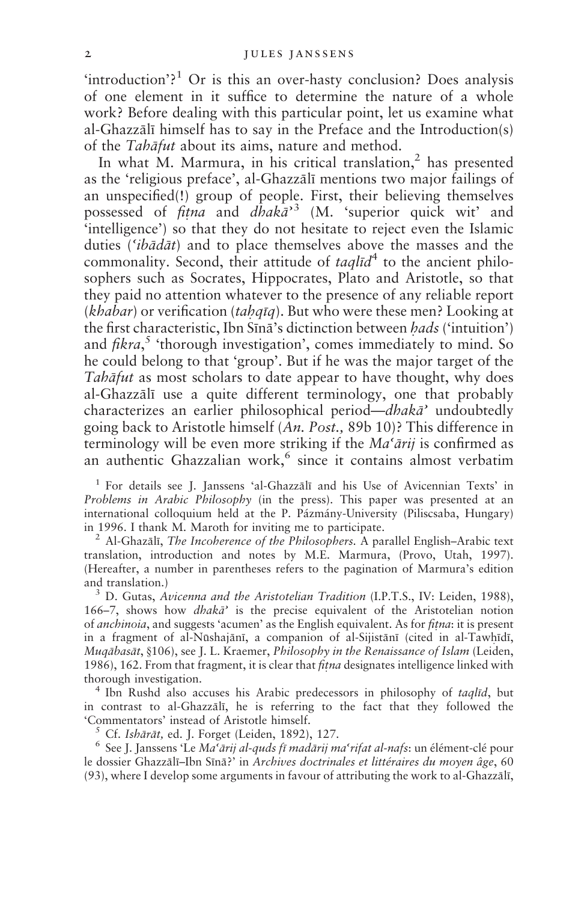'introduction'?[1] Or is this an over-hasty conclusion? Does analysis of one element in it suffice to determine the nature of a whole work? Before dealing with this particular point, let us examine what al-Ghazzālī himself has to say in the Preface and the Introduction(s) of the *Tahāfut* about its aims, nature and method.

In what M. Marmura, in his critical translation,[2] has presented as the 'religious preface', al-Ghazzālī mentions two major failings of an unspecified(!) group of people. First, their believing themselves possessed of *fiṭna* and *dhakā*'[3] (M. 'superior quick wit' and 'intelligence') so that they do not hesitate to reject even the Islamic duties (*'ibādāt*) and to place themselves above the masses and the commonality. Second, their attitude of *taqlīd*[4] to the ancient philosophers such as Socrates, Hippocrates, Plato and Aristotle, so that they paid no attention whatever to the presence of any reliable report (*khabar*) or verification (*taḥqīq*). But who were these men? Looking at the first characteristic, Ibn Sīnā's dictinction between *ḥads* ('intuition') and *fikra*,[5] 'thorough investigation', comes immediately to mind. So he could belong to that 'group'. But if he was the major target of the *Tahāfut* as most scholars to date appear to have thought, why does al-Ghazzālī use a quite different terminology, one that probably characterizes an earlier philosophical period—*dhakā*' undoubtedly going back to Aristotle himself (*An. Post.,* 89b 10)? This difference in terminology will be even more striking if the *Ma'ārij* is confirmed as an authentic Ghazzalian work,[6] since it contains almost verbatim

[1] For details see J. Janssens 'al-Ghazzālī and his Use of Avicennian Texts' in *Problems in Arabic Philosophy* (in the press). This paper was presented at an international colloquium held at the P. Pázmány-University (Piliscsaba, Hungary) in 1996. I thank M. Maroth for inviting me to participate.

[2] Al-Ghazālī, *The Incoherence of the Philosophers.* A parallel English–Arabic text translation, introduction and notes by M.E. Marmura, (Provo, Utah, 1997). (Hereafter, a number in parentheses refers to the pagination of Marmura's edition and translation.)

[3] D. Gutas, *Avicenna and the Aristotelian Tradition* (I.P.T.S., IV: Leiden, 1988), 166–7, shows how *dhakā*' is the precise equivalent of the Aristotelian notion of *anchinoia*, and suggests 'acumen' as the English equivalent. As for *fiṭna*: it is present in a fragment of al-Nūshajānī, a companion of al-Sijistānī (cited in al-Tawḥīdī, *Muqābasāt*, §106), see J. L. Kraemer, *Philosophy in the Renaissance of Islam* (Leiden, 1986), 162. From that fragment, it is clear that *fiṭna* designates intelligence linked with thorough investigation.

[4] Ibn Rushd also accuses his Arabic predecessors in philosophy of *taqlīd*, but in contrast to al-Ghazzālī, he is referring to the fact that they followed the 'Commentators' instead of Aristotle himself.

[5] Cf. *Ishārāt,* ed. J. Forget (Leiden, 1892), 127.

[6] See J. Janssens 'Le *Ma'ārij al-quds fī madārij ma'rifat al-nafs*: un élément-clé pour le dossier Ghazzālī–Ibn Sīnā?' in *Archives doctrinales et littéraires du moyen âge*, 60 (93), where I develop some arguments in favour of attributing the work to al-Ghazzālī,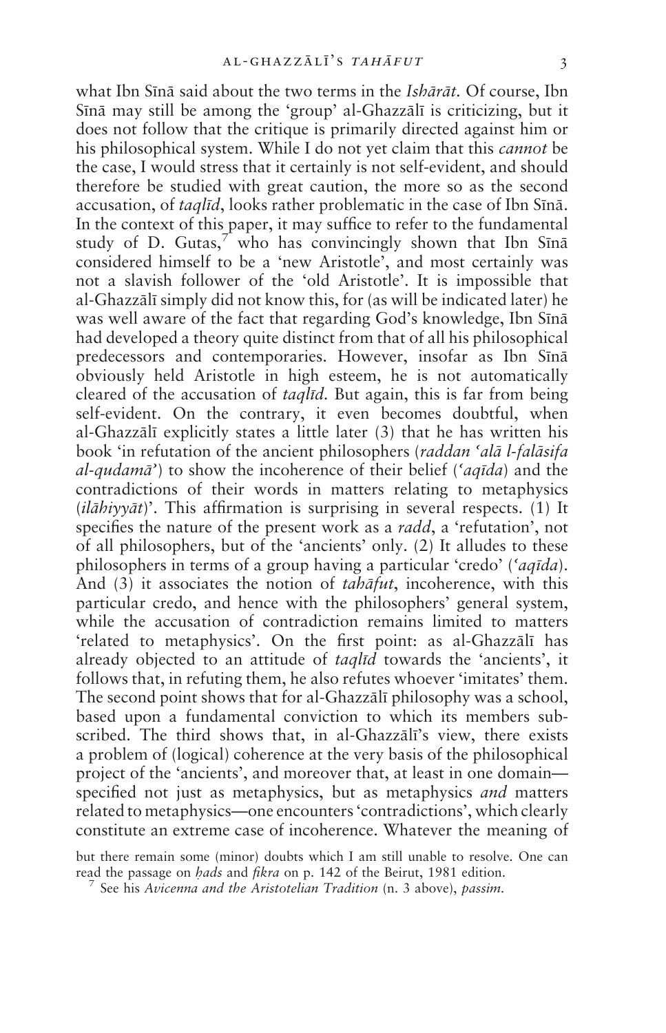what Ibn Sīnā said about the two terms in the *Ishārāt*. Of course, Ibn Sīnā may still be among the 'group' al-Ghazzālī is criticizing, but it does not follow that the critique is primarily directed against him or his philosophical system. While I do not yet claim that this *cannot* be the case, I would stress that it certainly is not self-evident, and should therefore be studied with great caution, the more so as the second accusation, of *taqlīd*, looks rather problematic in the case of Ibn Sīnā. In the context of this paper, it may suffice to refer to the fundamental study of D. Gutas,[7] who has convincingly shown that Ibn Sīnā considered himself to be a 'new Aristotle', and most certainly was not a slavish follower of the 'old Aristotle'. It is impossible that al-Ghazzālī simply did not know this, for (as will be indicated later) he was well aware of the fact that regarding God's knowledge, Ibn Sīnā had developed a theory quite distinct from that of all his philosophical predecessors and contemporaries. However, insofar as Ibn Sīnā obviously held Aristotle in high esteem, he is not automatically cleared of the accusation of *taqlīd*. But again, this is far from being self-evident. On the contrary, it even becomes doubtful, when al-Ghazzālī explicitly states a little later (3) that he has written his book 'in refutation of the ancient philosophers (*raddan ʿalā l-falāsifa al-qudamā'*) to show the incoherence of their belief (*ʿaqīda*) and the contradictions of their words in matters relating to metaphysics (*ilāhiyyāt*)'. This affirmation is surprising in several respects. (1) It specifies the nature of the present work as a *radd*, a 'refutation', not of all philosophers, but of the 'ancients' only. (2) It alludes to these philosophers in terms of a group having a particular 'credo' (*ʿaqīda*). And (3) it associates the notion of *tahāfut*, incoherence, with this particular credo, and hence with the philosophers' general system, while the accusation of contradiction remains limited to matters 'related to metaphysics'. On the first point: as al-Ghazzālī has already objected to an attitude of *taqlīd* towards the 'ancients', it follows that, in refuting them, he also refutes whoever 'imitates' them. The second point shows that for al-Ghazzālī philosophy was a school, based upon a fundamental conviction to which its members subscribed. The third shows that, in al-Ghazzālī's view, there exists a problem of (logical) coherence at the very basis of the philosophical project of the 'ancients', and moreover that, at least in one domain—specified not just as metaphysics, but as metaphysics *and* matters related to metaphysics—one encounters 'contradictions', which clearly constitute an extreme case of incoherence. Whatever the meaning of

but there remain some (minor) doubts which I am still unable to resolve. One can read the passage on *ḥads* and *fikra* on p. 142 of the Beirut, 1981 edition.

[7] See his *Avicenna and the Aristotelian Tradition* (n. 3 above), *passim*.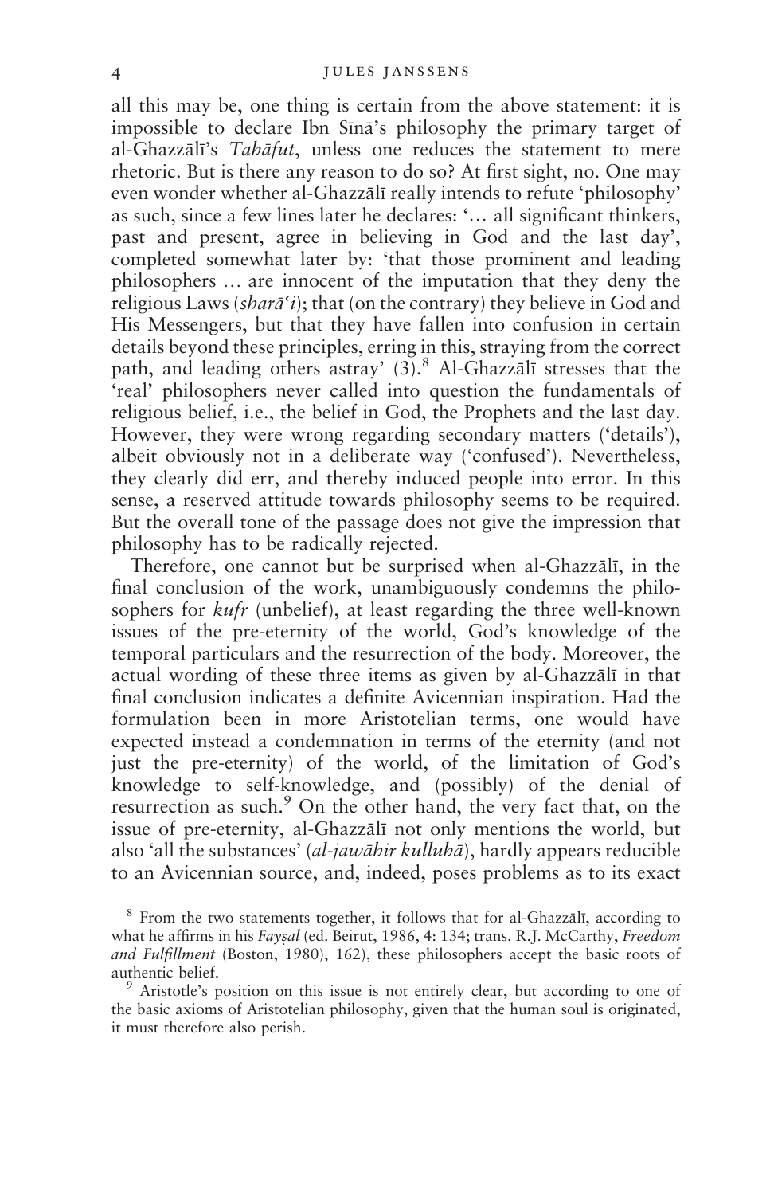all this may be, one thing is certain from the above statement: it is impossible to declare Ibn Sīnā's philosophy the primary target of al-Ghazzālī's *Tahāfut*, unless one reduces the statement to mere rhetoric. But is there any reason to do so? At first sight, no. One may even wonder whether al-Ghazzālī really intends to refute 'philosophy' as such, since a few lines later he declares: '... all significant thinkers, past and present, agree in believing in God and the last day', completed somewhat later by: 'that those prominent and leading philosophers ... are innocent of the imputation that they deny the religious Laws (*sharāʿi*); that (on the contrary) they believe in God and His Messengers, but that they have fallen into confusion in certain details beyond these principles, erring in this, straying from the correct path, and leading others astray' (3).[8] Al-Ghazzālī stresses that the 'real' philosophers never called into question the fundamentals of religious belief, i.e., the belief in God, the Prophets and the last day. However, they were wrong regarding secondary matters ('details'), albeit obviously not in a deliberate way ('confused'). Nevertheless, they clearly did err, and thereby induced people into error. In this sense, a reserved attitude towards philosophy seems to be required. But the overall tone of the passage does not give the impression that philosophy has to be radically rejected.

Therefore, one cannot but be surprised when al-Ghazzālī, in the final conclusion of the work, unambiguously condemns the philosophers for *kufr* (unbelief), at least regarding the three well-known issues of the pre-eternity of the world, God's knowledge of the temporal particulars and the resurrection of the body. Moreover, the actual wording of these three items as given by al-Ghazzālī in that final conclusion indicates a definite Avicennian inspiration. Had the formulation been in more Aristotelian terms, one would have expected instead a condemnation in terms of the eternity (and not just the pre-eternity) of the world, of the limitation of God's knowledge to self-knowledge, and (possibly) of the denial of resurrection as such.[9] On the other hand, the very fact that, on the issue of pre-eternity, al-Ghazzālī not only mentions the world, but also 'all the substances' (*al-jawāhir kulluhā*), hardly appears reducible to an Avicennian source, and, indeed, poses problems as to its exact

[8] From the two statements together, it follows that for al-Ghazzālī, according to what he affirms in his *Fayṣal* (ed. Beirut, 1986, 4: 134; trans. R.J. McCarthy, *Freedom and Fulfillment* (Boston, 1980), 162), these philosophers accept the basic roots of authentic belief.

[9] Aristotle's position on this issue is not entirely clear, but according to one of the basic axioms of Aristotelian philosophy, given that the human soul is originated, it must therefore also perish.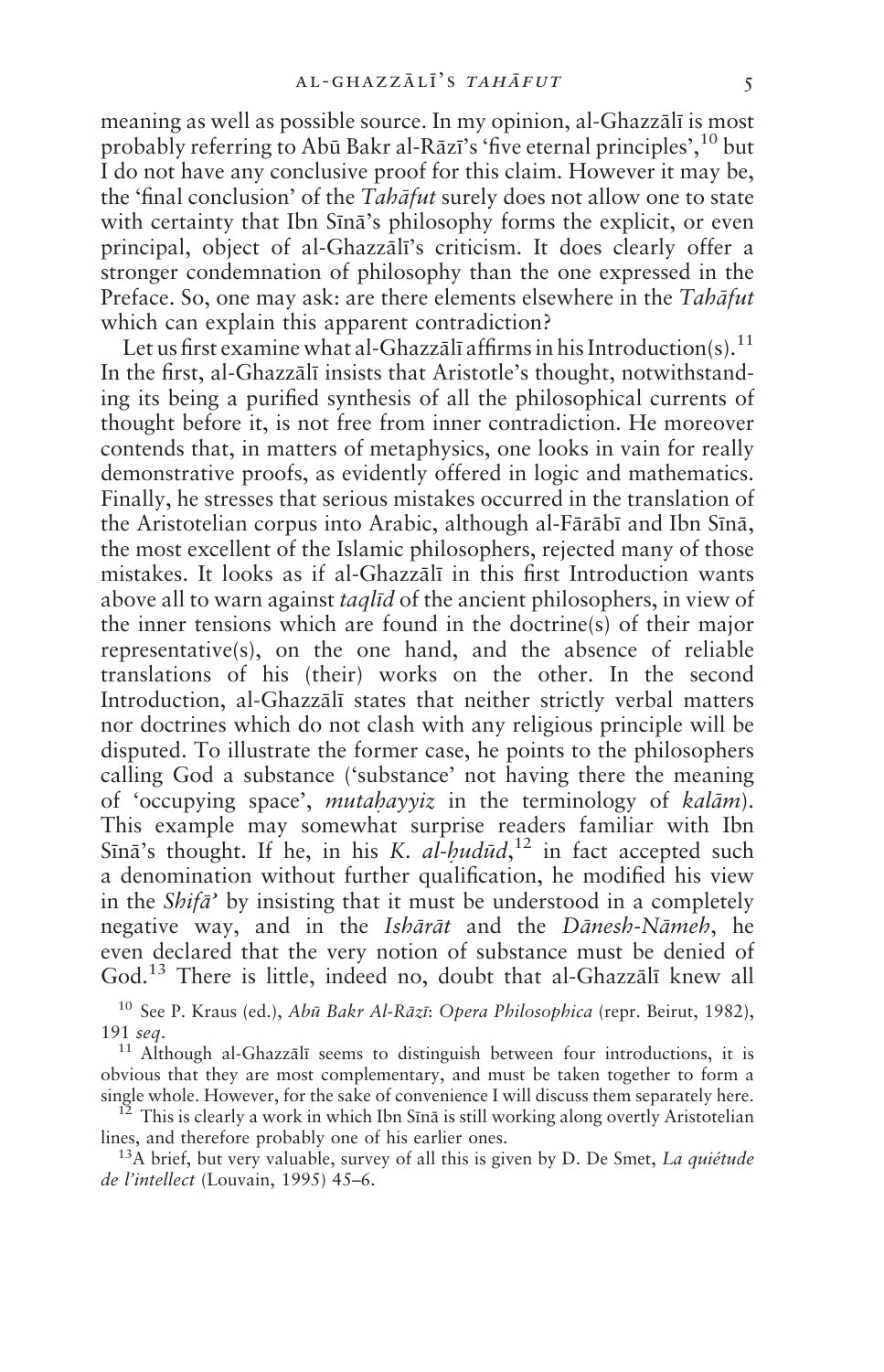meaning as well as possible source. In my opinion, al-Ghazzālī is most probably referring to Abū Bakr al-Rāzī's 'five eternal principles',[10] but I do not have any conclusive proof for this claim. However it may be, the 'final conclusion' of the *Tahāfut* surely does not allow one to state with certainty that Ibn Sīnā's philosophy forms the explicit, or even principal, object of al-Ghazzālī's criticism. It does clearly offer a stronger condemnation of philosophy than the one expressed in the Preface. So, one may ask: are there elements elsewhere in the *Tahāfut* which can explain this apparent contradiction?

Let us first examine what al-Ghazzālī affirms in his Introduction(s).[11] In the first, al-Ghazzālī insists that Aristotle's thought, notwithstanding its being a purified synthesis of all the philosophical currents of thought before it, is not free from inner contradiction. He moreover contends that, in matters of metaphysics, one looks in vain for really demonstrative proofs, as evidently offered in logic and mathematics. Finally, he stresses that serious mistakes occurred in the translation of the Aristotelian corpus into Arabic, although al-Fārābī and Ibn Sīnā, the most excellent of the Islamic philosophers, rejected many of those mistakes. It looks as if al-Ghazzālī in this first Introduction wants above all to warn against *taqlīd* of the ancient philosophers, in view of the inner tensions which are found in the doctrine(s) of their major representative(s), on the one hand, and the absence of reliable translations of his (their) works on the other. In the second Introduction, al-Ghazzālī states that neither strictly verbal matters nor doctrines which do not clash with any religious principle will be disputed. To illustrate the former case, he points to the philosophers calling God a substance ('substance' not having there the meaning of 'occupying space', *mutaḥayyiz* in the terminology of *kalām*). This example may somewhat surprise readers familiar with Ibn Sīnā's thought. If he, in his *K. al-ḥudūd*,[12] in fact accepted such a denomination without further qualification, he modified his view in the *Shifā'* by insisting that it must be understood in a completely negative way, and in the *Ishārāt* and the *Dānesh-Nāmeh*, he even declared that the very notion of substance must be denied of God.[13] There is little, indeed no, doubt that al-Ghazzālī knew all

[10] See P. Kraus (ed.), *Abū Bakr Al-Rāzī: Opera Philosophica* (repr. Beirut, 1982), 191 *seq*.

[11] Although al-Ghazzālī seems to distinguish between four introductions, it is obvious that they are most complementary, and must be taken together to form a single whole. However, for the sake of convenience I will discuss them separately here.

[12] This is clearly a work in which Ibn Sīnā is still working along overtly Aristotelian lines, and therefore probably one of his earlier ones.

[13] A brief, but very valuable, survey of all this is given by D. De Smet, *La quiétude de l'intellect* (Louvain, 1995) 45–6.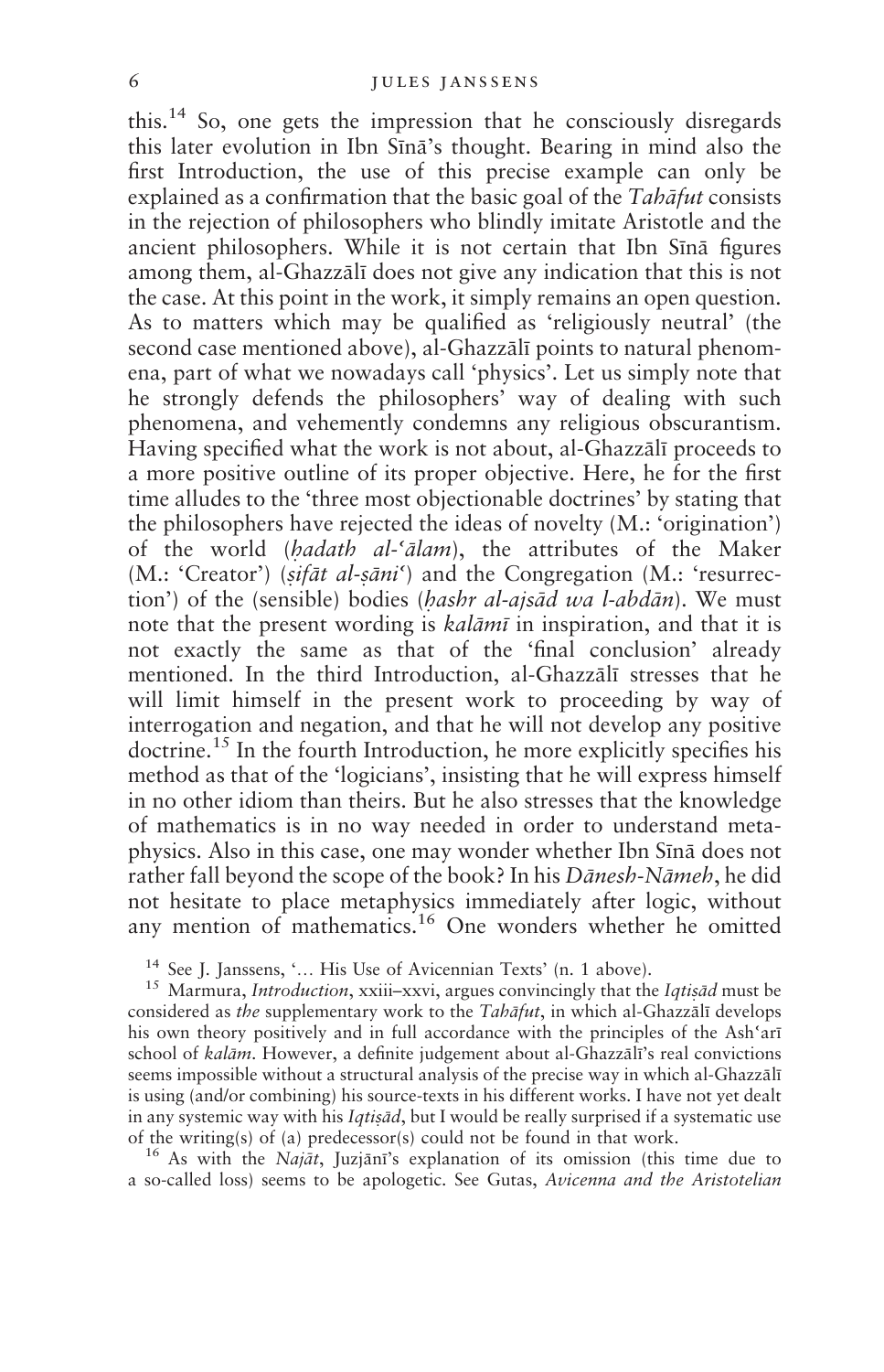this.[14] So, one gets the impression that he consciously disregards this later evolution in Ibn Sīnā's thought. Bearing in mind also the first Introduction, the use of this precise example can only be explained as a confirmation that the basic goal of the *Tahāfut* consists in the rejection of philosophers who blindly imitate Aristotle and the ancient philosophers. While it is not certain that Ibn Sīnā figures among them, al-Ghazzālī does not give any indication that this is not the case. At this point in the work, it simply remains an open question. As to matters which may be qualified as 'religiously neutral' (the second case mentioned above), al-Ghazzālī points to natural phenomena, part of what we nowadays call 'physics'. Let us simply note that he strongly defends the philosophers' way of dealing with such phenomena, and vehemently condemns any religious obscurantism. Having specified what the work is not about, al-Ghazzālī proceeds to a more positive outline of its proper objective. Here, he for the first time alludes to the 'three most objectionable doctrines' by stating that the philosophers have rejected the ideas of novelty (M.: 'origination') of the world (*ḥadath al-ʿālam*), the attributes of the Maker (M.: 'Creator') (*ṣifāt al-ṣāniʿ*) and the Congregation (M.: 'resurrection') of the (sensible) bodies (*ḥashr al-ajsād wa l-abdān*). We must note that the present wording is *kalāmī* in inspiration, and that it is not exactly the same as that of the 'final conclusion' already mentioned. In the third Introduction, al-Ghazzālī stresses that he will limit himself in the present work to proceeding by way of interrogation and negation, and that he will not develop any positive doctrine.[15] In the fourth Introduction, he more explicitly specifies his method as that of the 'logicians', insisting that he will express himself in no other idiom than theirs. But he also stresses that the knowledge of mathematics is in no way needed in order to understand metaphysics. Also in this case, one may wonder whether Ibn Sīnā does not rather fall beyond the scope of the book? In his *Dānesh-Nāmeh*, he did not hesitate to place metaphysics immediately after logic, without any mention of mathematics.[16] One wonders whether he omitted

[14] See J. Janssens, '... His Use of Avicennian Texts' (n. 1 above).

[15] Marmura, *Introduction*, xxiii–xxvi, argues convincingly that the *Iqtiṣād* must be considered as *the* supplementary work to the *Tahāfut*, in which al-Ghazzālī develops his own theory positively and in full accordance with the principles of the Ashʿarī school of *kalām*. However, a definite judgement about al-Ghazzālī's real convictions seems impossible without a structural analysis of the precise way in which al-Ghazzālī is using (and/or combining) his source-texts in his different works. I have not yet dealt in any systemic way with his *Iqtiṣād*, but I would be really surprised if a systematic use of the writing(s) of (a) predecessor(s) could not be found in that work.

[16] As with the *Najāt*, Juzjānī's explanation of its omission (this time due to a so-called loss) seems to be apologetic. See Gutas, *Avicenna and the Aristotelian*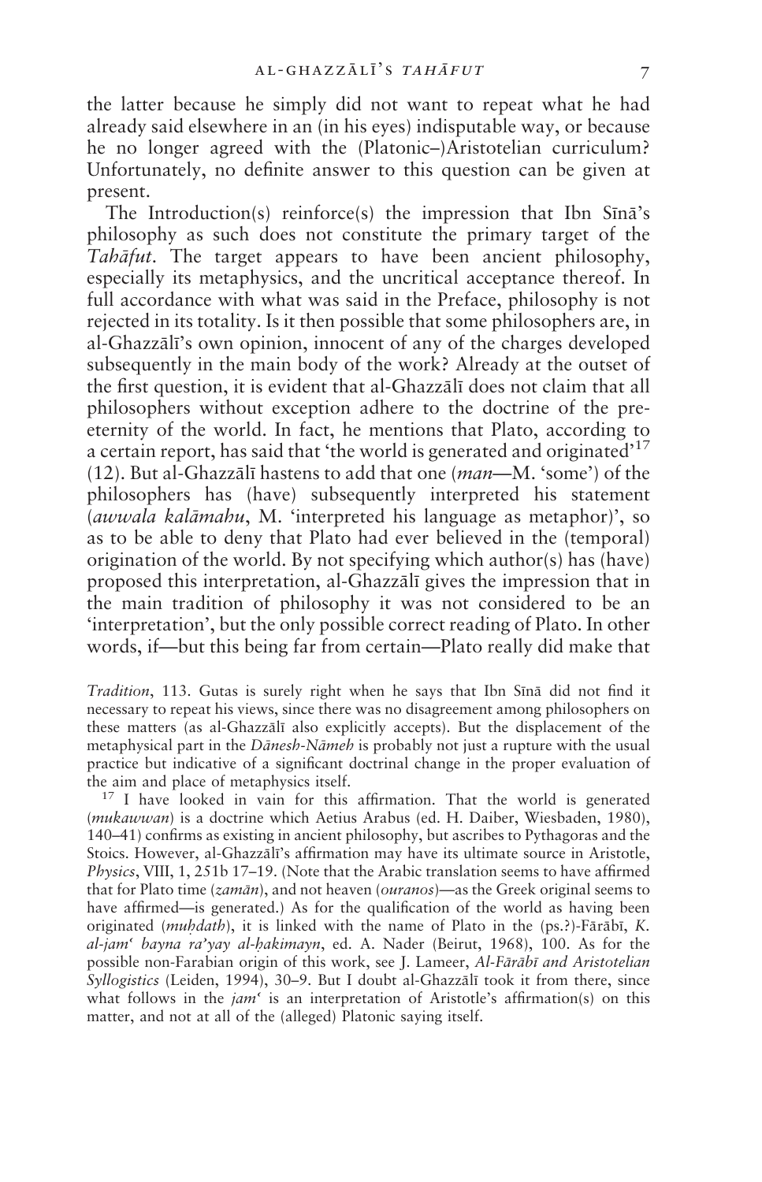the latter because he simply did not want to repeat what he had already said elsewhere in an (in his eyes) indisputable way, or because he no longer agreed with the (Platonic–)Aristotelian curriculum? Unfortunately, no definite answer to this question can be given at present.

The Introduction(s) reinforce(s) the impression that Ibn Sīnā's philosophy as such does not constitute the primary target of the *Tahāfut*. The target appears to have been ancient philosophy, especially its metaphysics, and the uncritical acceptance thereof. In full accordance with what was said in the Preface, philosophy is not rejected in its totality. Is it then possible that some philosophers are, in al-Ghazzālī's own opinion, innocent of any of the charges developed subsequently in the main body of the work? Already at the outset of the first question, it is evident that al-Ghazzālī does not claim that all philosophers without exception adhere to the doctrine of the pre-eternity of the world. In fact, he mentions that Plato, according to a certain report, has said that 'the world is generated and originated'[17] (12). But al-Ghazzālī hastens to add that one (*man*—M. 'some') of the philosophers has (have) subsequently interpreted his statement (*awwala kalāmahu*, M. 'interpreted his language as metaphor)', so as to be able to deny that Plato had ever believed in the (temporal) origination of the world. By not specifying which author(s) has (have) proposed this interpretation, al-Ghazzālī gives the impression that in the main tradition of philosophy it was not considered to be an 'interpretation', but the only possible correct reading of Plato. In other words, if—but this being far from certain—Plato really did make that

*Tradition*, 113. Gutas is surely right when he says that Ibn Sīnā did not find it necessary to repeat his views, since there was no disagreement among philosophers on these matters (as al-Ghazzālī also explicitly accepts). But the displacement of the metaphysical part in the *Dānesh-Nāmeh* is probably not just a rupture with the usual practice but indicative of a significant doctrinal change in the proper evaluation of the aim and place of metaphysics itself.

[17] I have looked in vain for this affirmation. That the world is generated (*mukawwan*) is a doctrine which Aetius Arabus (ed. H. Daiber, Wiesbaden, 1980), 140–41) confirms as existing in ancient philosophy, but ascribes to Pythagoras and the Stoics. However, al-Ghazzālī's affirmation may have its ultimate source in Aristotle, *Physics*, VIII, 1, 251b 17–19. (Note that the Arabic translation seems to have affirmed that for Plato time (*zamān*), and not heaven (*ouranos*)—as the Greek original seems to have affirmed—is generated.) As for the qualification of the world as having been originated (*muḥdath*), it is linked with the name of Plato in the (ps.?)-Fārābī, *K. al-jamʿ bayna ra'yay al-ḥakimayn*, ed. A. Nader (Beirut, 1968), 100. As for the possible non-Farabian origin of this work, see J. Lameer, *Al-Fārābī and Aristotelian Syllogistics* (Leiden, 1994), 30–9. But I doubt al-Ghazzālī took it from there, since what follows in the *jamʿ* is an interpretation of Aristotle's affirmation(s) on this matter, and not at all of the (alleged) Platonic saying itself.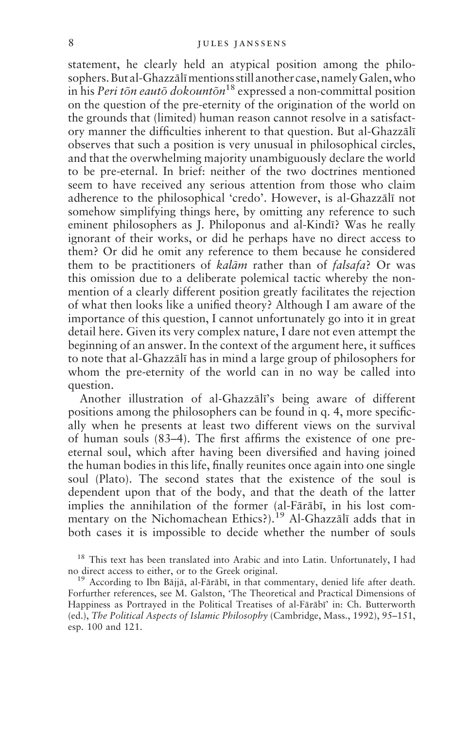statement, he clearly held an atypical position among the philosophers. But al-Ghazzālī mentions still another case, namely Galen, who in his *Peri tõn eautõ dokountõn*[18] expressed a non-committal position on the question of the pre-eternity of the origination of the world on the grounds that (limited) human reason cannot resolve in a satisfactory manner the difficulties inherent to that question. But al-Ghazzālī observes that such a position is very unusual in philosophical circles, and that the overwhelming majority unambiguously declare the world to be pre-eternal. In brief: neither of the two doctrines mentioned seem to have received any serious attention from those who claim adherence to the philosophical 'credo'. However, is al-Ghazzālī not somehow simplifying things here, by omitting any reference to such eminent philosophers as J. Philoponus and al-Kindī? Was he really ignorant of their works, or did he perhaps have no direct access to them? Or did he omit any reference to them because he considered them to be practitioners of *kalām* rather than of *falsafa*? Or was this omission due to a deliberate polemical tactic whereby the non-mention of a clearly different position greatly facilitates the rejection of what then looks like a unified theory? Although I am aware of the importance of this question, I cannot unfortunately go into it in great detail here. Given its very complex nature, I dare not even attempt the beginning of an answer. In the context of the argument here, it suffices to note that al-Ghazzālī has in mind a large group of philosophers for whom the pre-eternity of the world can in no way be called into question.

Another illustration of al-Ghazzālī's being aware of different positions among the philosophers can be found in q. 4, more specifically when he presents at least two different views on the survival of human souls (83–4). The first affirms the existence of one pre-eternal soul, which after having been diversified and having joined the human bodies in this life, finally reunites once again into one single soul (Plato). The second states that the existence of the soul is dependent upon that of the body, and that the death of the latter implies the annihilation of the former (al-Fārābī, in his lost commentary on the Nichomachean Ethics?).[19] Al-Ghazzālī adds that in both cases it is impossible to decide whether the number of souls

[18] This text has been translated into Arabic and into Latin. Unfortunately, I had no direct access to either, or to the Greek original.

[19] According to Ibn Bājjā, al-Fārābī, in that commentary, denied life after death. Forfurther references, see M. Galston, 'The Theoretical and Practical Dimensions of Happiness as Portrayed in the Political Treatises of al-Fārābī' in: Ch. Butterworth (ed.), *The Political Aspects of Islamic Philosophy* (Cambridge, Mass., 1992), 95–151, esp. 100 and 121.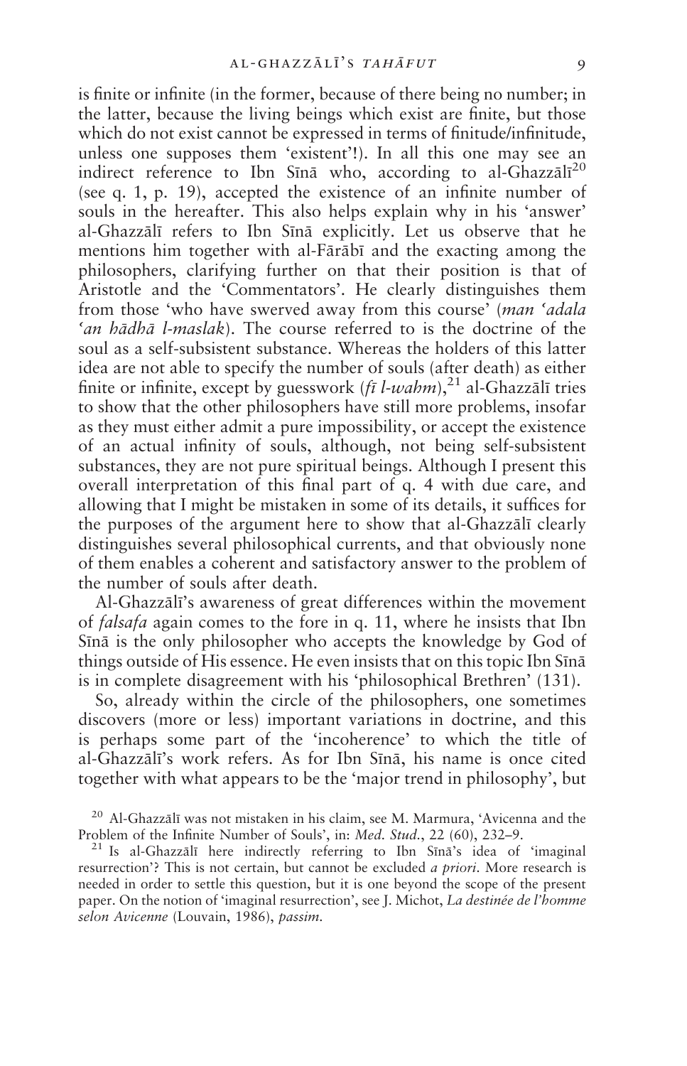is finite or infinite (in the former, because of there being no number; in the latter, because the living beings which exist are finite, but those which do not exist cannot be expressed in terms of finitude/infinitude, unless one supposes them 'existent'!). In all this one may see an indirect reference to Ibn Sīnā who, according to al-Ghazzālī[20] (see q. 1, p. 19), accepted the existence of an infinite number of souls in the hereafter. This also helps explain why in his 'answer' al-Ghazzālī refers to Ibn Sīnā explicitly. Let us observe that he mentions him together with al-Fārābī and the exacting among the philosophers, clarifying further on that their position is that of Aristotle and the 'Commentators'. He clearly distinguishes them from those 'who have swerved away from this course' (*man 'adala 'an hādhā l-maslak*). The course referred to is the doctrine of the soul as a self-subsistent substance. Whereas the holders of this latter idea are not able to specify the number of souls (after death) as either finite or infinite, except by guesswork (*fī l-wahm*),[21] al-Ghazzālī tries to show that the other philosophers have still more problems, insofar as they must either admit a pure impossibility, or accept the existence of an actual infinity of souls, although, not being self-subsistent substances, they are not pure spiritual beings. Although I present this overall interpretation of this final part of q. 4 with due care, and allowing that I might be mistaken in some of its details, it suffices for the purposes of the argument here to show that al-Ghazzālī clearly distinguishes several philosophical currents, and that obviously none of them enables a coherent and satisfactory answer to the problem of the number of souls after death.

Al-Ghazzālī's awareness of great differences within the movement of *falsafa* again comes to the fore in q. 11, where he insists that Ibn Sīnā is the only philosopher who accepts the knowledge by God of things outside of His essence. He even insists that on this topic Ibn Sīnā is in complete disagreement with his 'philosophical Brethren' (131).

So, already within the circle of the philosophers, one sometimes discovers (more or less) important variations in doctrine, and this is perhaps some part of the 'incoherence' to which the title of al-Ghazzālī's work refers. As for Ibn Sīnā, his name is once cited together with what appears to be the 'major trend in philosophy', but

[20] Al-Ghazzālī was not mistaken in his claim, see M. Marmura, 'Avicenna and the Problem of the Infinite Number of Souls', in: *Med. Stud.*, 22 (60), 232–9.

[21] Is al-Ghazzālī here indirectly referring to Ibn Sīnā's idea of 'imaginal resurrection'? This is not certain, but cannot be excluded *a priori*. More research is needed in order to settle this question, but it is one beyond the scope of the present paper. On the notion of 'imaginal resurrection', see J. Michot, *La destinée de l'homme selon Avicenne* (Louvain, 1986), *passim*.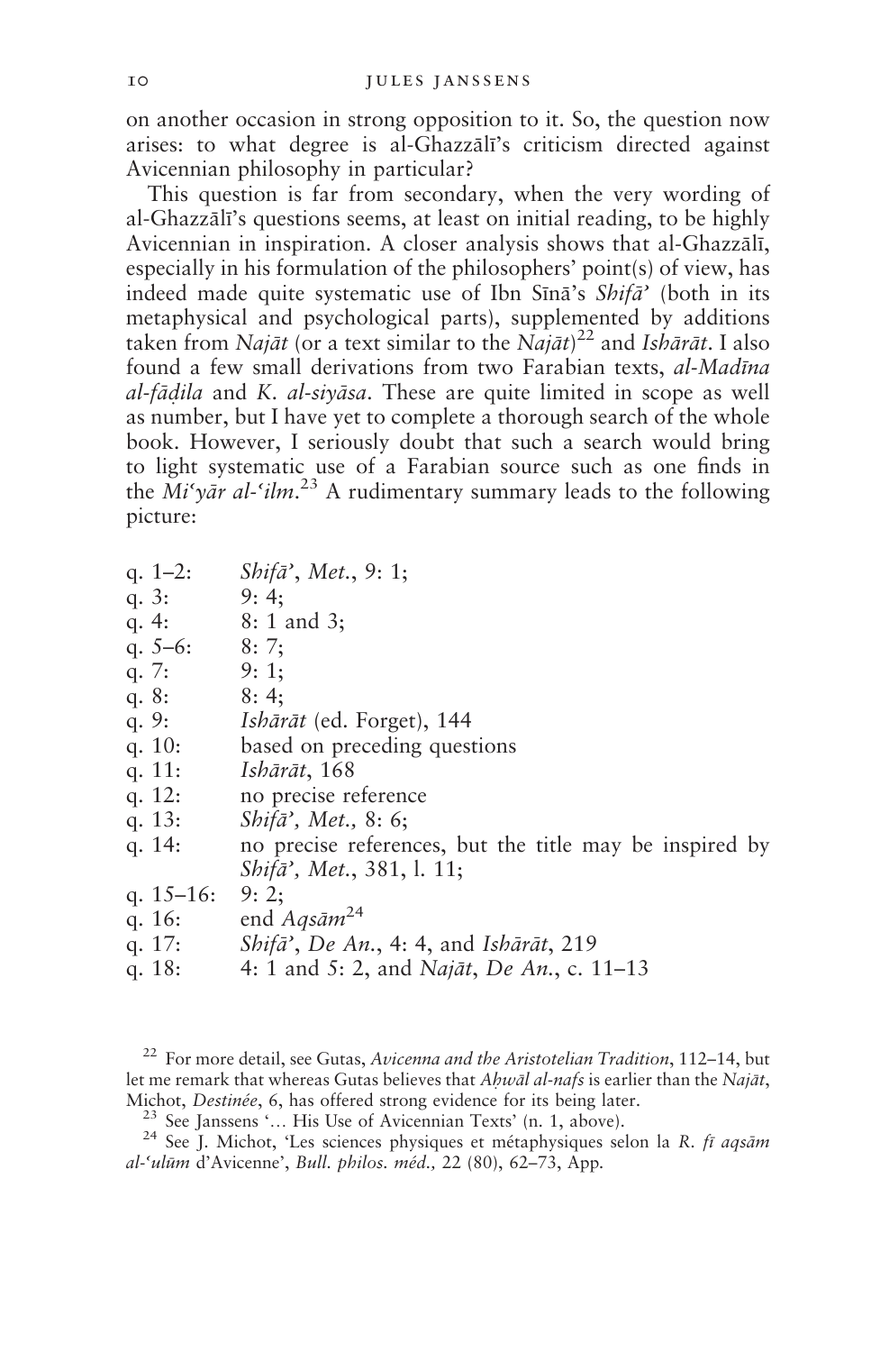on another occasion in strong opposition to it. So, the question now arises: to what degree is al-Ghazzālī's criticism directed against Avicennian philosophy in particular?

This question is far from secondary, when the very wording of al-Ghazzālī's questions seems, at least on initial reading, to be highly Avicennian in inspiration. A closer analysis shows that al-Ghazzālī, especially in his formulation of the philosophers' point(s) of view, has indeed made quite systematic use of Ibn Sīnā's *Shifā'* (both in its metaphysical and psychological parts), supplemented by additions taken from *Najāt* (or a text similar to the *Najāt*)[22] and *Ishārāt*. I also found a few small derivations from two Farabian texts, *al-Madīna al-fāḍila* and *K. al-siyāsa*. These are quite limited in scope as well as number, but I have yet to complete a thorough search of the whole book. However, I seriously doubt that such a search would bring to light systematic use of a Farabian source such as one finds in the *Mi'yār al-'ilm*.[23] A rudimentary summary leads to the following picture:

| | |
|---|---|
| q. 1–2: | *Shifā'*, *Met.*, 9: 1; |
| q. 3: | 9: 4; |
| q. 4: | 8: 1 and 3; |
| q. 5–6: | 8: 7; |
| q. 7: | 9: 1; |
| q. 8: | 8: 4; |
| q. 9: | *Ishārāt* (ed. Forget), 144 |
| q. 10: | based on preceding questions |
| q. 11: | *Ishārāt*, 168 |
| q. 12: | no precise reference |
| q. 13: | *Shifā', Met.,* 8: 6; |
| q. 14: | no precise references, but the title may be inspired by *Shifā', Met.*, 381, l. 11; |
| q. 15–16: | 9: 2; |
| q. 16: | end *Aqsām*[24] |
| q. 17: | *Shifā'*, *De An.*, 4: 4, and *Ishārāt*, 219 |
| q. 18: | 4: 1 and 5: 2, and *Najāt*, *De An.*, c. 11–13 |

[22] For more detail, see Gutas, *Avicenna and the Aristotelian Tradition*, 112–14, but let me remark that whereas Gutas believes that *Aḥwāl al-nafs* is earlier than the *Najāt*, Michot, *Destinée*, 6, has offered strong evidence for its being later.

[23] See Janssens '... His Use of Avicennian Texts' (n. 1, above).

[24] See J. Michot, 'Les sciences physiques et métaphysiques selon la *R. fī aqsām al-'ulūm* d'Avicenne', *Bull. philos. méd.,* 22 (80), 62–73, App.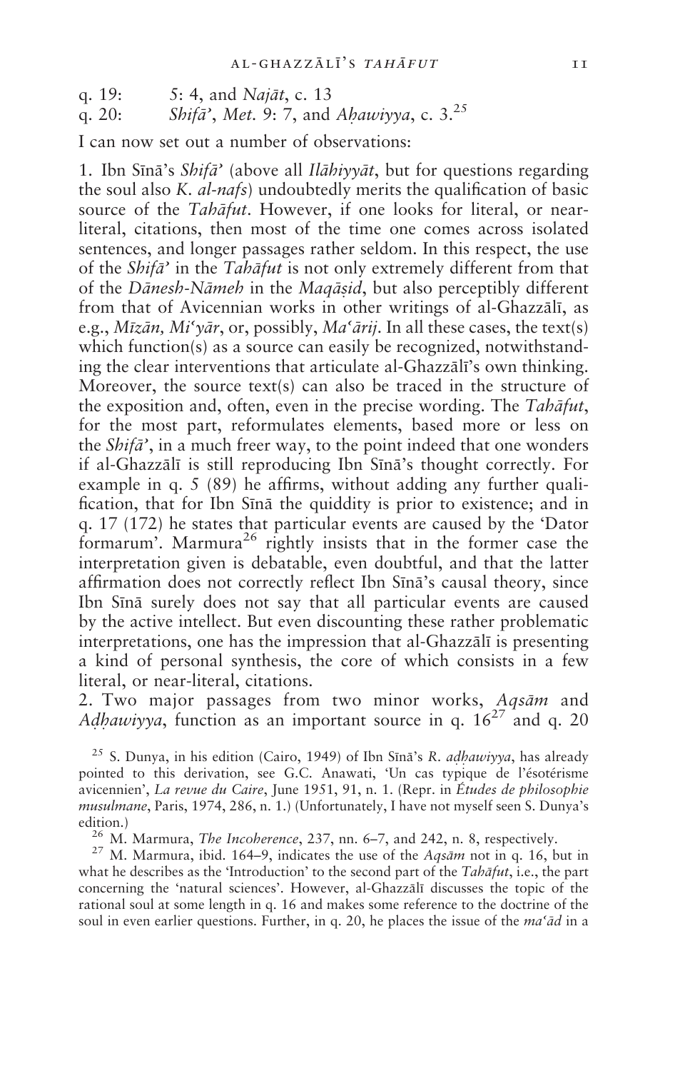q. 19: 5: 4, and *Najāt*, c. 13
q. 20: *Shifā'*, *Met.* 9: 7, and *Aḥawiyya*, c. 3.[25]

I can now set out a number of observations:

1. Ibn Sīnā's *Shifā'* (above all *Ilāhiyyāt*, but for questions regarding the soul also *K. al-nafs*) undoubtedly merits the qualification of basic source of the *Tahāfut*. However, if one looks for literal, or near-literal, citations, then most of the time one comes across isolated sentences, and longer passages rather seldom. In this respect, the use of the *Shifā'* in the *Tahāfut* is not only extremely different from that of the *Dānesh-Nāmeh* in the *Maqāṣid*, but also perceptibly different from that of Avicennian works in other writings of al-Ghazzālī, as e.g., *Mīzān, Mi'yār*, or, possibly, *Ma'ārij*. In all these cases, the text(s) which function(s) as a source can easily be recognized, notwithstanding the clear interventions that articulate al-Ghazzālī's own thinking. Moreover, the source text(s) can also be traced in the structure of the exposition and, often, even in the precise wording. The *Tahāfut*, for the most part, reformulates elements, based more or less on the *Shifā'*, in a much freer way, to the point indeed that one wonders if al-Ghazzālī is still reproducing Ibn Sīnā's thought correctly. For example in q. 5 (89) he affirms, without adding any further qualification, that for Ibn Sīnā the quiddity is prior to existence; and in q. 17 (172) he states that particular events are caused by the 'Dator formarum'. Marmura[26] rightly insists that in the former case the interpretation given is debatable, even doubtful, and that the latter affirmation does not correctly reflect Ibn Sīnā's causal theory, since Ibn Sīnā surely does not say that all particular events are caused by the active intellect. But even discounting these rather problematic interpretations, one has the impression that al-Ghazzālī is presenting a kind of personal synthesis, the core of which consists in a few literal, or near-literal, citations.

2. Two major passages from two minor works, *Aqsām* and *Aḍḥawiyya*, function as an important source in q. 16[27] and q. 20

---

[25] S. Dunya, in his edition (Cairo, 1949) of Ibn Sīnā's *R. aḍḥawiyya*, has already pointed to this derivation, see G.C. Anawati, 'Un cas typique de l'ésotérisme avicennien', *La revue du Caire*, June 1951, 91, n. 1. (Repr. in *Études de philosophie musulmane*, Paris, 1974, 286, n. 1.) (Unfortunately, I have not myself seen S. Dunya's edition.)

[26] M. Marmura, *The Incoherence*, 237, nn. 6–7, and 242, n. 8, respectively.

[27] M. Marmura, ibid. 164–9, indicates the use of the *Aqsām* not in q. 16, but in what he describes as the 'Introduction' to the second part of the *Tahāfut*, i.e., the part concerning the 'natural sciences'. However, al-Ghazzālī discusses the topic of the rational soul at some length in q. 16 and makes some reference to the doctrine of the soul in even earlier questions. Further, in q. 20, he places the issue of the *ma'ād* in a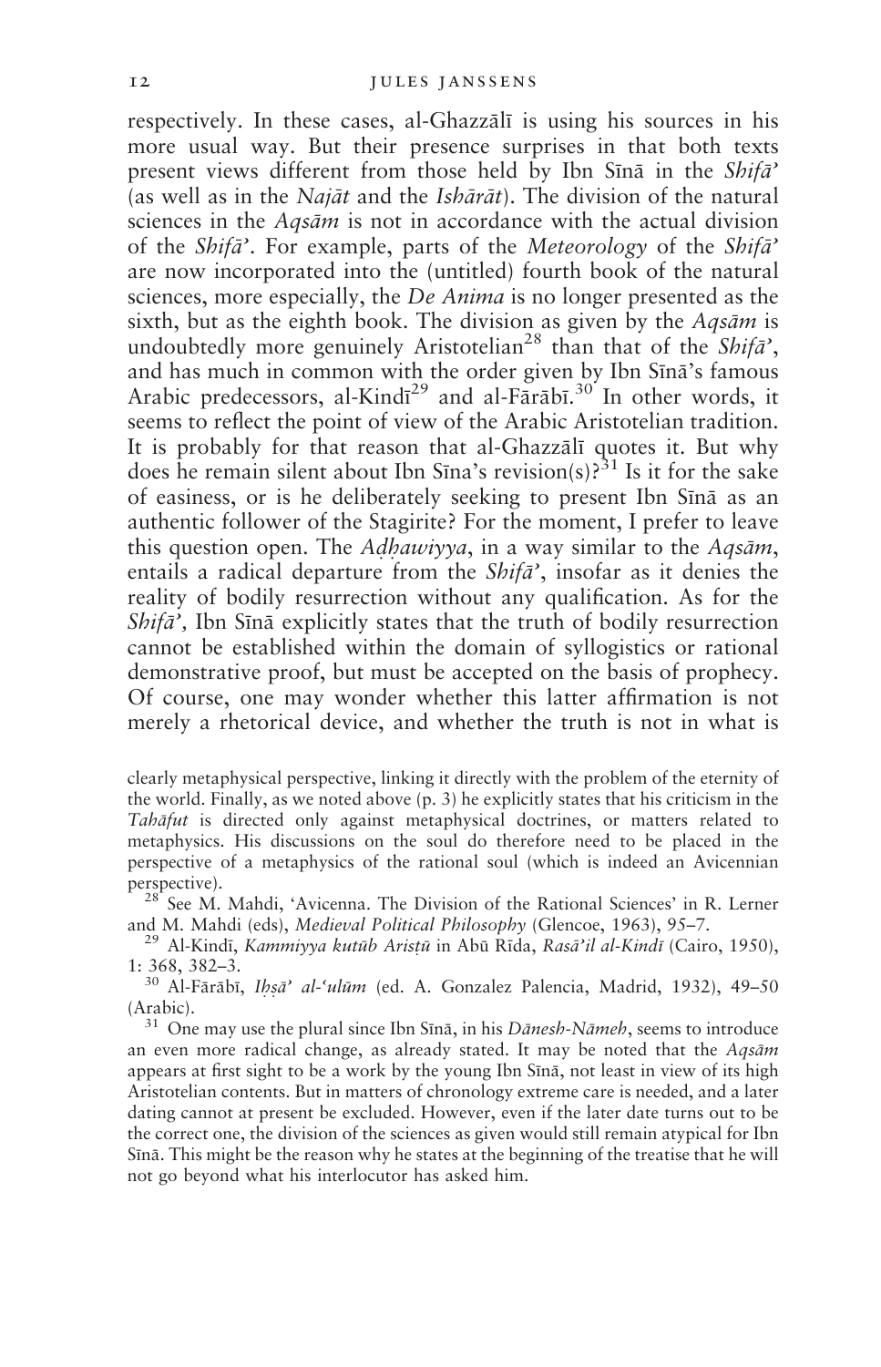respectively. In these cases, al-Ghazzālī is using his sources in his more usual way. But their presence surprises in that both texts present views different from those held by Ibn Sīnā in the *Shifā'* (as well as in the *Najāt* and the *Ishārāt*). The division of the natural sciences in the *Aqsām* is not in accordance with the actual division of the *Shifā'*. For example, parts of the *Meteorology* of the *Shifā'* are now incorporated into the (untitled) fourth book of the natural sciences, more especially, the *De Anima* is no longer presented as the sixth, but as the eighth book. The division as given by the *Aqsām* is undoubtedly more genuinely Aristotelian[28] than that of the *Shifā'*, and has much in common with the order given by Ibn Sīnā's famous Arabic predecessors, al-Kindī[29] and al-Fārābī.[30] In other words, it seems to reflect the point of view of the Arabic Aristotelian tradition. It is probably for that reason that al-Ghazzālī quotes it. But why does he remain silent about Ibn Sīna's revision(s)?[31] Is it for the sake of easiness, or is he deliberately seeking to present Ibn Sīnā as an authentic follower of the Stagirite? For the moment, I prefer to leave this question open. The *Aḍḥawiyya*, in a way similar to the *Aqsām*, entails a radical departure from the *Shifā'*, insofar as it denies the reality of bodily resurrection without any qualification. As for the *Shifā'*, Ibn Sīnā explicitly states that the truth of bodily resurrection cannot be established within the domain of syllogistics or rational demonstrative proof, but must be accepted on the basis of prophecy. Of course, one may wonder whether this latter affirmation is not merely a rhetorical device, and whether the truth is not in what is

clearly metaphysical perspective, linking it directly with the problem of the eternity of the world. Finally, as we noted above (p. 3) he explicitly states that his criticism in the *Tahāfut* is directed only against metaphysical doctrines, or matters related to metaphysics. His discussions on the soul do therefore need to be placed in the perspective of a metaphysics of the rational soul (which is indeed an Avicennian perspective).

[28] See M. Mahdi, 'Avicenna. The Division of the Rational Sciences' in R. Lerner and M. Mahdi (eds), *Medieval Political Philosophy* (Glencoe, 1963), 95–7.

[29] Al-Kindī, *Kammiyya kutūb Arisṭū* in Abū Rīda, *Rasā'il al-Kindī* (Cairo, 1950), 1: 368, 382–3.

[30] Al-Fārābī, *Iḥṣā' al-'ulūm* (ed. A. Gonzalez Palencia, Madrid, 1932), 49–50 (Arabic).

[31] One may use the plural since Ibn Sīnā, in his *Dānesh-Nāmeh*, seems to introduce an even more radical change, as already stated. It may be noted that the *Aqsām* appears at first sight to be a work by the young Ibn Sīnā, not least in view of its high Aristotelian contents. But in matters of chronology extreme care is needed, and a later dating cannot at present be excluded. However, even if the later date turns out to be the correct one, the division of the sciences as given would still remain atypical for Ibn Sīnā. This might be the reason why he states at the beginning of the treatise that he will not go beyond what his interlocutor has asked him.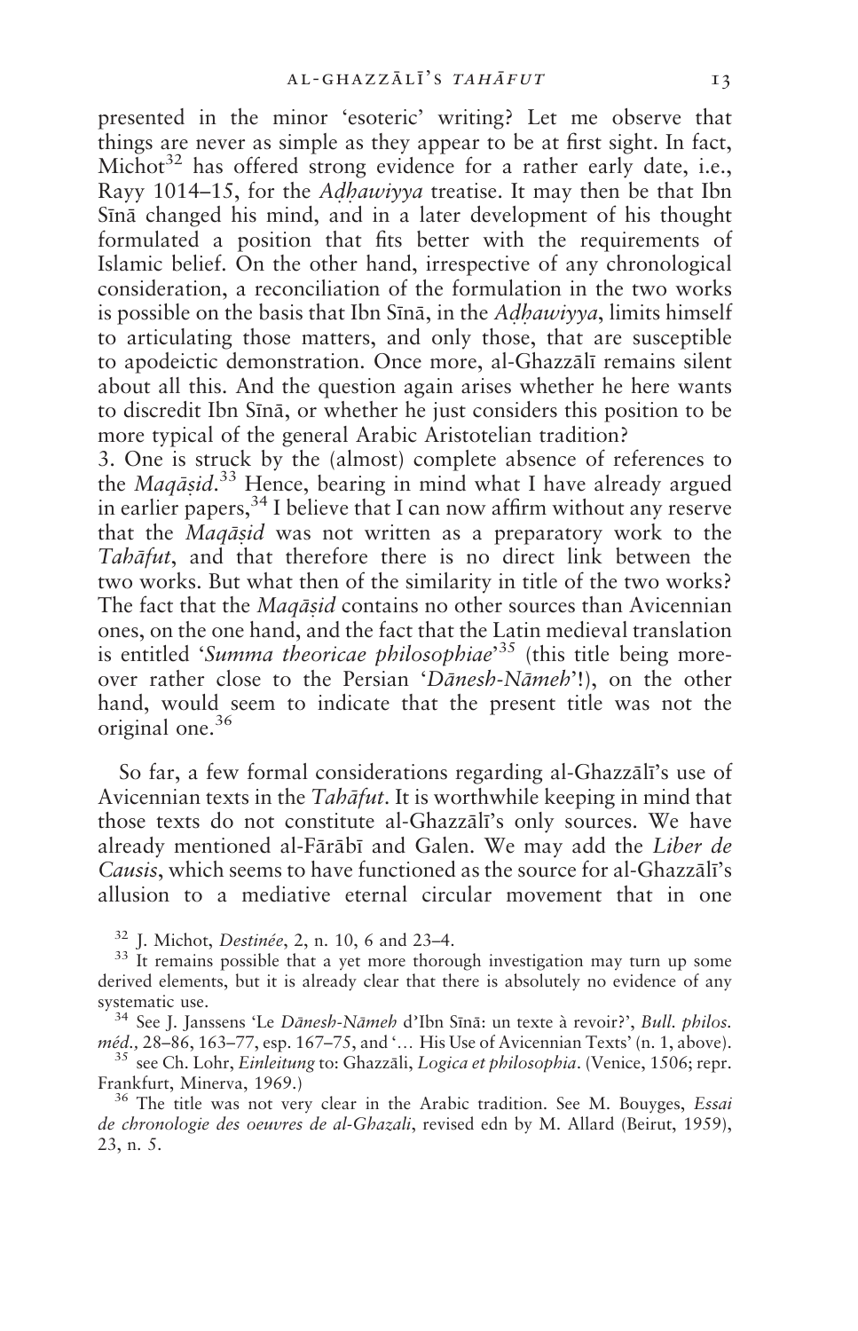presented in the minor 'esoteric' writing? Let me observe that things are never as simple as they appear to be at first sight. In fact, Michot[32] has offered strong evidence for a rather early date, i.e., Rayy 1014–15, for the *Aḍḥawiyya* treatise. It may then be that Ibn Sīnā changed his mind, and in a later development of his thought formulated a position that fits better with the requirements of Islamic belief. On the other hand, irrespective of any chronological consideration, a reconciliation of the formulation in the two works is possible on the basis that Ibn Sīnā, in the *Aḍḥawiyya*, limits himself to articulating those matters, and only those, that are susceptible to apodeictic demonstration. Once more, al-Ghazzālī remains silent about all this. And the question again arises whether he here wants to discredit Ibn Sīnā, or whether he just considers this position to be more typical of the general Arabic Aristotelian tradition?

3. One is struck by the (almost) complete absence of references to the *Maqāṣid*.[33] Hence, bearing in mind what I have already argued in earlier papers,[34] I believe that I can now affirm without any reserve that the *Maqāṣid* was not written as a preparatory work to the *Tahāfut*, and that therefore there is no direct link between the two works. But what then of the similarity in title of the two works? The fact that the *Maqāṣid* contains no other sources than Avicennian ones, on the one hand, and the fact that the Latin medieval translation is entitled '*Summa theoricae philosophiae*'[35] (this title being moreover rather close to the Persian '*Dānesh-Nāmeh*'!), on the other hand, would seem to indicate that the present title was not the original one.[36]

So far, a few formal considerations regarding al-Ghazzālī's use of Avicennian texts in the *Tahāfut*. It is worthwhile keeping in mind that those texts do not constitute al-Ghazzālī's only sources. We have already mentioned al-Fārābī and Galen. We may add the *Liber de Causis*, which seems to have functioned as the source for al-Ghazzālī's allusion to a mediative eternal circular movement that in one

---

[32] J. Michot, *Destinée*, 2, n. 10, 6 and 23–4.

[33] It remains possible that a yet more thorough investigation may turn up some derived elements, but it is already clear that there is absolutely no evidence of any systematic use.

[34] See J. Janssens 'Le *Dānesh-Nāmeh* d'Ibn Sīnā: un texte à revoir?', *Bull. philos. méd.*, 28–86, 163–77, esp. 167–75, and '… His Use of Avicennian Texts' (n. 1, above).

[35] see Ch. Lohr, *Einleitung* to: Ghazzāli, *Logica et philosophia*. (Venice, 1506; repr. Frankfurt, Minerva, 1969.)

[36] The title was not very clear in the Arabic tradition. See M. Bouyges, *Essai de chronologie des oeuvres de al-Ghazali*, revised edn by M. Allard (Beirut, 1959), 23, n. 5.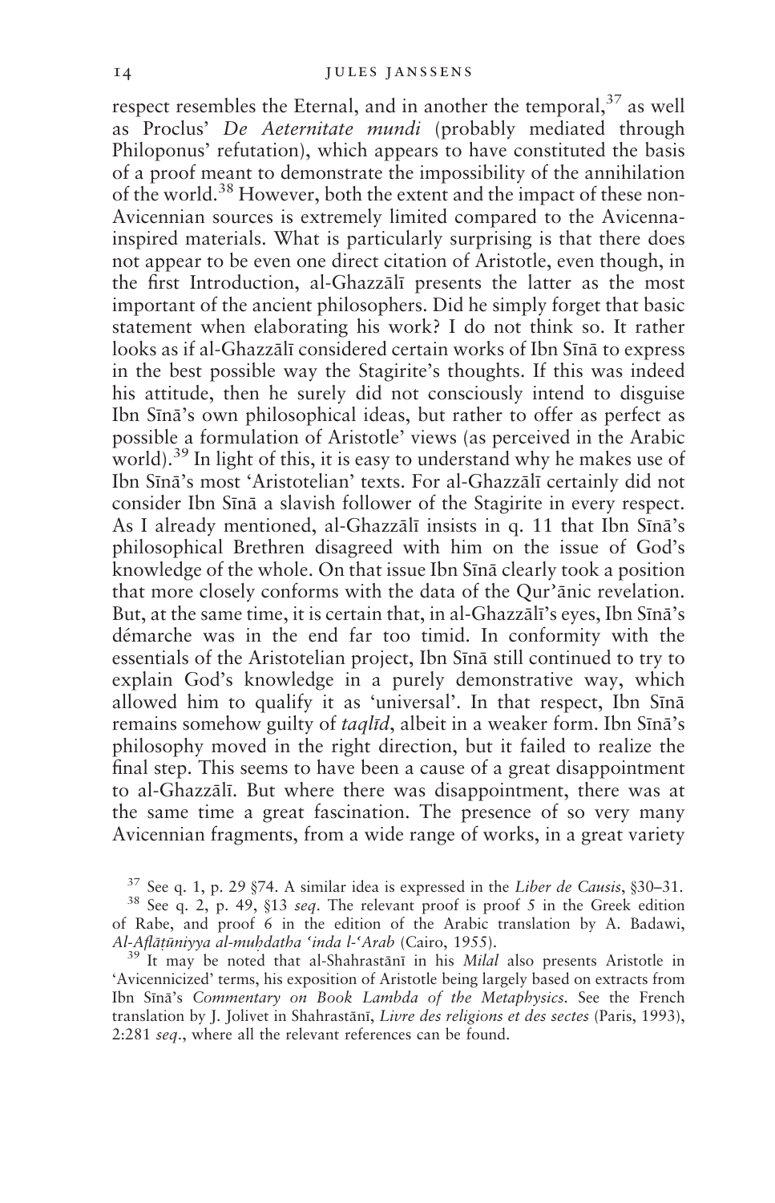respect resembles the Eternal, and in another the temporal,[37] as well as Proclus' *De Aeternitate mundi* (probably mediated through Philoponus' refutation), which appears to have constituted the basis of a proof meant to demonstrate the impossibility of the annihilation of the world.[38] However, both the extent and the impact of these non-Avicennian sources is extremely limited compared to the Avicenna-inspired materials. What is particularly surprising is that there does not appear to be even one direct citation of Aristotle, even though, in the first Introduction, al-Ghazzālī presents the latter as the most important of the ancient philosophers. Did he simply forget that basic statement when elaborating his work? I do not think so. It rather looks as if al-Ghazzālī considered certain works of Ibn Sīnā to express in the best possible way the Stagirite's thoughts. If this was indeed his attitude, then he surely did not consciously intend to disguise Ibn Sīnā's own philosophical ideas, but rather to offer as perfect as possible a formulation of Aristotle' views (as perceived in the Arabic world).[39] In light of this, it is easy to understand why he makes use of Ibn Sīnā's most 'Aristotelian' texts. For al-Ghazzālī certainly did not consider Ibn Sīnā a slavish follower of the Stagirite in every respect. As I already mentioned, al-Ghazzālī insists in q. 11 that Ibn Sīnā's philosophical Brethren disagreed with him on the issue of God's knowledge of the whole. On that issue Ibn Sīnā clearly took a position that more closely conforms with the data of the Qur'ānic revelation. But, at the same time, it is certain that, in al-Ghazzālī's eyes, Ibn Sīnā's démarche was in the end far too timid. In conformity with the essentials of the Aristotelian project, Ibn Sīnā still continued to try to explain God's knowledge in a purely demonstrative way, which allowed him to qualify it as 'universal'. In that respect, Ibn Sīnā remains somehow guilty of *taqlīd*, albeit in a weaker form. Ibn Sīnā's philosophy moved in the right direction, but it failed to realize the final step. This seems to have been a cause of a great disappointment to al-Ghazzālī. But where there was disappointment, there was at the same time a great fascination. The presence of so very many Avicennian fragments, from a wide range of works, in a great variety

[37] See q. 1, p. 29 §74. A similar idea is expressed in the *Liber de Causis*, §30–31.

[38] See q. 2, p. 49, §13 *seq*. The relevant proof is proof 5 in the Greek edition of Rabe, and proof 6 in the edition of the Arabic translation by A. Badawi, *Al-Aflāṭūniyya al-muḥdatha ʿinda l-ʿArab* (Cairo, 1955).

[39] It may be noted that al-Shahrastānī in his *Milal* also presents Aristotle in 'Avicennicized' terms, his exposition of Aristotle being largely based on extracts from Ibn Sīnā's *Commentary on Book Lambda of the Metaphysics*. See the French translation by J. Jolivet in Shahrastānī, *Livre des religions et des sectes* (Paris, 1993), 2:281 *seq*., where all the relevant references can be found.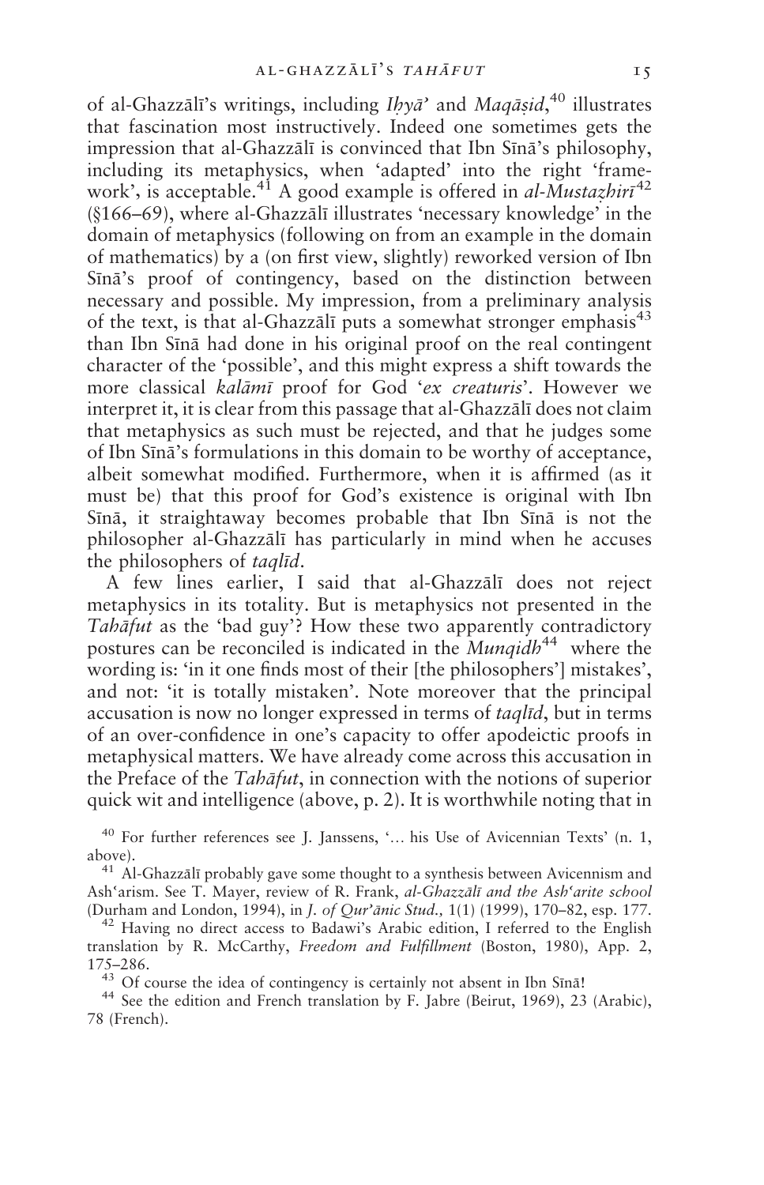of al-Ghazzālī's writings, including *Iḥyā'* and *Maqāṣid*,[40] illustrates that fascination most instructively. Indeed one sometimes gets the impression that al-Ghazzālī is convinced that Ibn Sīnā's philosophy, including its metaphysics, when 'adapted' into the right 'framework', is acceptable.[41] A good example is offered in *al-Mustaẓhirī*[42] (§166–69), where al-Ghazzālī illustrates 'necessary knowledge' in the domain of metaphysics (following on from an example in the domain of mathematics) by a (on first view, slightly) reworked version of Ibn Sīnā's proof of contingency, based on the distinction between necessary and possible. My impression, from a preliminary analysis of the text, is that al-Ghazzālī puts a somewhat stronger emphasis[43] than Ibn Sīnā had done in his original proof on the real contingent character of the 'possible', and this might express a shift towards the more classical *kalāmī* proof for God '*ex creaturis*'. However we interpret it, it is clear from this passage that al-Ghazzālī does not claim that metaphysics as such must be rejected, and that he judges some of Ibn Sīnā's formulations in this domain to be worthy of acceptance, albeit somewhat modified. Furthermore, when it is affirmed (as it must be) that this proof for God's existence is original with Ibn Sīnā, it straightaway becomes probable that Ibn Sīnā is not the philosopher al-Ghazzālī has particularly in mind when he accuses the philosophers of *taqlīd*.

A few lines earlier, I said that al-Ghazzālī does not reject metaphysics in its totality. But is metaphysics not presented in the *Tahāfut* as the 'bad guy'? How these two apparently contradictory postures can be reconciled is indicated in the *Munqidh*[44] where the wording is: 'in it one finds most of their [the philosophers'] mistakes', and not: 'it is totally mistaken'. Note moreover that the principal accusation is now no longer expressed in terms of *taqlīd*, but in terms of an over-confidence in one's capacity to offer apodeictic proofs in metaphysical matters. We have already come across this accusation in the Preface of the *Tahāfut*, in connection with the notions of superior quick wit and intelligence (above, p. 2). It is worthwhile noting that in

[40] For further references see J. Janssens, '… his Use of Avicennian Texts' (n. 1, above).

[41] Al-Ghazzālī probably gave some thought to a synthesis between Avicennism and Ash'arism. See T. Mayer, review of R. Frank, *al-Ghazzālī and the Ash'arite school* (Durham and London, 1994), in *J. of Qur'ānic Stud.*, 1(1) (1999), 170–82, esp. 177.

[42] Having no direct access to Badawi's Arabic edition, I referred to the English translation by R. McCarthy, *Freedom and Fulfillment* (Boston, 1980), App. 2, 175–286.

[43] Of course the idea of contingency is certainly not absent in Ibn Sīnā!

[44] See the edition and French translation by F. Jabre (Beirut, 1969), 23 (Arabic), 78 (French).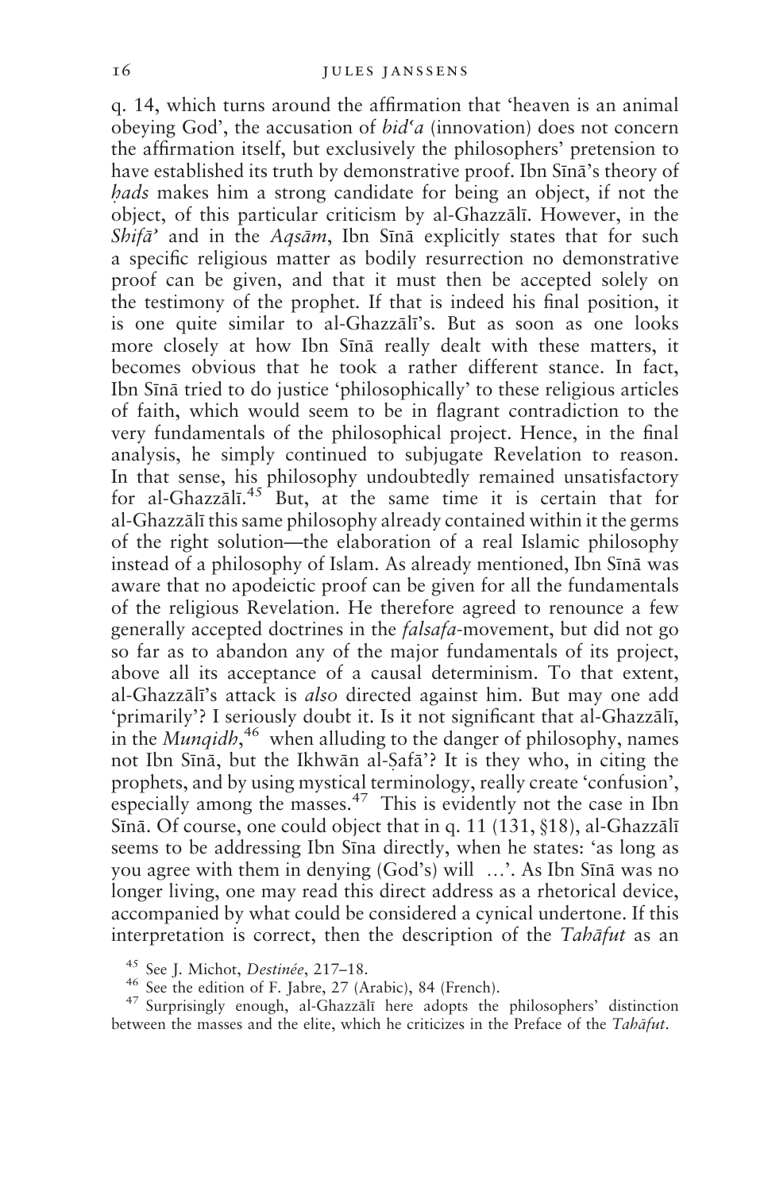q. 14, which turns around the affirmation that 'heaven is an animal obeying God', the accusation of *bid'a* (innovation) does not concern the affirmation itself, but exclusively the philosophers' pretension to have established its truth by demonstrative proof. Ibn Sīnā's theory of *ḥads* makes him a strong candidate for being an object, if not the object, of this particular criticism by al-Ghazzālī. However, in the *Shifā'* and in the *Aqsām*, Ibn Sīnā explicitly states that for such a specific religious matter as bodily resurrection no demonstrative proof can be given, and that it must then be accepted solely on the testimony of the prophet. If that is indeed his final position, it is one quite similar to al-Ghazzālī's. But as soon as one looks more closely at how Ibn Sīnā really dealt with these matters, it becomes obvious that he took a rather different stance. In fact, Ibn Sīnā tried to do justice 'philosophically' to these religious articles of faith, which would seem to be in flagrant contradiction to the very fundamentals of the philosophical project. Hence, in the final analysis, he simply continued to subjugate Revelation to reason. In that sense, his philosophy undoubtedly remained unsatisfactory for al-Ghazzālī.[45] But, at the same time it is certain that for al-Ghazzālī this same philosophy already contained within it the germs of the right solution—the elaboration of a real Islamic philosophy instead of a philosophy of Islam. As already mentioned, Ibn Sīnā was aware that no apodeictic proof can be given for all the fundamentals of the religious Revelation. He therefore agreed to renounce a few generally accepted doctrines in the *falsafa*-movement, but did not go so far as to abandon any of the major fundamentals of its project, above all its acceptance of a causal determinism. To that extent, al-Ghazzālī's attack is *also* directed against him. But may one add 'primarily'? I seriously doubt it. Is it not significant that al-Ghazzālī, in the *Munqidh*,[46] when alluding to the danger of philosophy, names not Ibn Sīnā, but the Ikhwān al-Ṣafā'? It is they who, in citing the prophets, and by using mystical terminology, really create 'confusion', especially among the masses.[47] This is evidently not the case in Ibn Sīnā. Of course, one could object that in q. 11 (131, §18), al-Ghazzālī seems to be addressing Ibn Sīna directly, when he states: 'as long as you agree with them in denying (God's) will ...'. As Ibn Sīnā was no longer living, one may read this direct address as a rhetorical device, accompanied by what could be considered a cynical undertone. If this interpretation is correct, then the description of the *Tahāfut* as an

[45] See J. Michot, *Destinée*, 217–18.

[46] See the edition of F. Jabre, 27 (Arabic), 84 (French).

[47] Surprisingly enough, al-Ghazzālī here adopts the philosophers' distinction between the masses and the elite, which he criticizes in the Preface of the *Tahāfut*.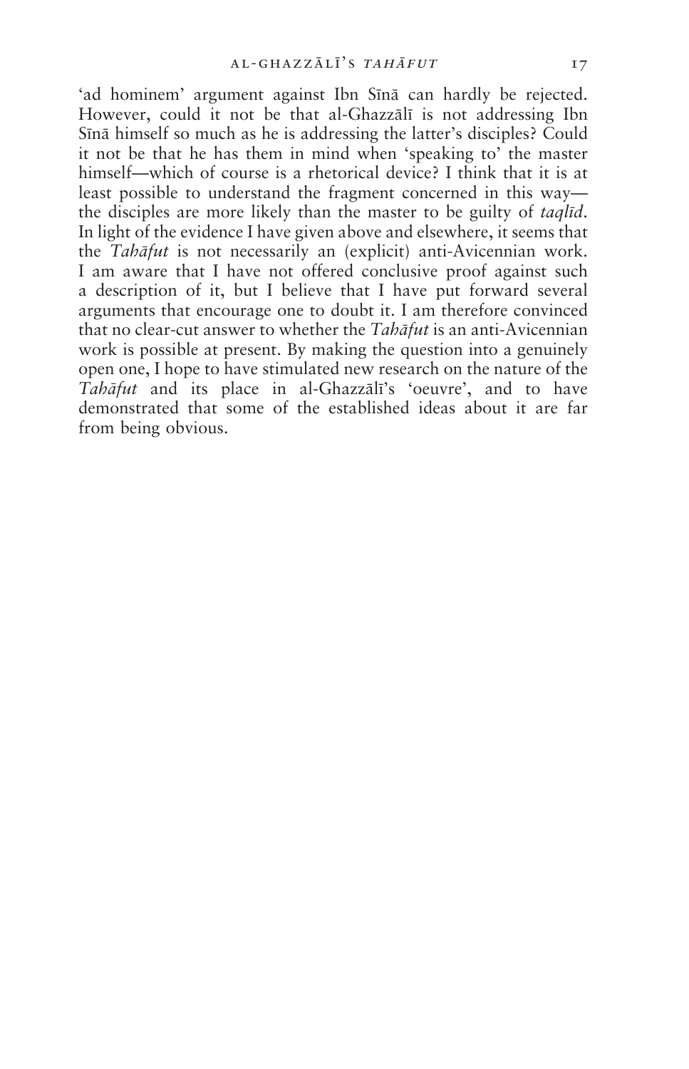'ad hominem' argument against Ibn Sīnā can hardly be rejected. However, could it not be that al-Ghazzālī is not addressing Ibn Sīnā himself so much as he is addressing the latter's disciples? Could it not be that he has them in mind when 'speaking to' the master himself—which of course is a rhetorical device? I think that it is at least possible to understand the fragment concerned in this way—the disciples are more likely than the master to be guilty of *taqlīd*. In light of the evidence I have given above and elsewhere, it seems that the *Tahāfut* is not necessarily an (explicit) anti-Avicennian work. I am aware that I have not offered conclusive proof against such a description of it, but I believe that I have put forward several arguments that encourage one to doubt it. I am therefore convinced that no clear-cut answer to whether the *Tahāfut* is an anti-Avicennian work is possible at present. By making the question into a genuinely open one, I hope to have stimulated new research on the nature of the *Tahāfut* and its place in al-Ghazzālī's 'oeuvre', and to have demonstrated that some of the established ideas about it are far from being obvious.